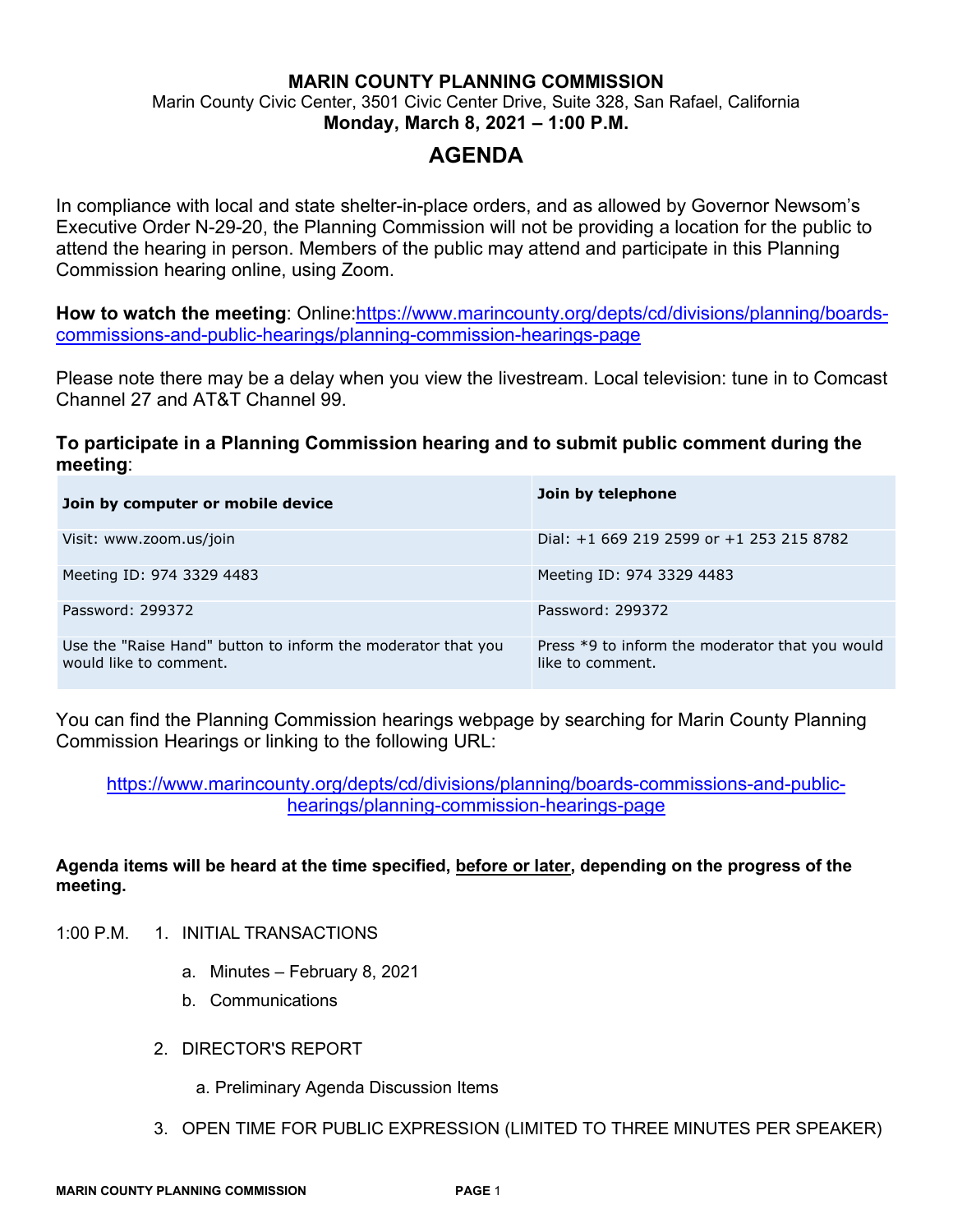# MARIN COUNTY PLANNING COMMISSION

Marin County Civic Center, 3501 Civic Center Drive, Suite 328, San Rafael, California

**Monday, March 8, 2021 – 1:00 P.M.**

## AGENDA

In compliance with local and state shelter-in-place orders, and as allowed by Governor Newsom's Executive Order N-29-20, the Planning Commission will not be providing a location for the public to attend the hearing in person. Members of the public may attend and participate in this Planning Commission hearing online, using Zoom.

**How to watch the meeting**: Online:https://www.marincounty.org/depts/cd/divisions/planning/boards-commissions-and-public-hearings/planning-commission-hearings-page

Please note there may be a delay when you view the livestream. Local television: tune in to Comcast Channel 27 and AT&T Channel 99.

**To participate in a Planning Commission hearing and to submit public comment during the meeting**:

| **Join by computer or mobile device** | **Join by telephone** |
|---|---|
| Visit: www.zoom.us/join | Dial: +1 669 219 2599 or +1 253 215 8782 |
| Meeting ID: 974 3329 4483 | Meeting ID: 974 3329 4483 |
| Password: 299372 | Password: 299372 |
| Use the "Raise Hand" button to inform the moderator that you would like to comment. | Press *9 to inform the moderator that you would like to comment. |

You can find the Planning Commission hearings webpage by searching for Marin County Planning Commission Hearings or linking to the following URL:

https://www.marincounty.org/depts/cd/divisions/planning/boards-commissions-and-public-hearings/planning-commission-hearings-page

**Agenda items will be heard at the time specified, before or later, depending on the progress of the meeting.**

1:00 P.M. 1. INITIAL TRANSACTIONS

   a. Minutes – February 8, 2021
   b. Communications

2. DIRECTOR'S REPORT

   a. Preliminary Agenda Discussion Items

3. OPEN TIME FOR PUBLIC EXPRESSION (LIMITED TO THREE MINUTES PER SPEAKER)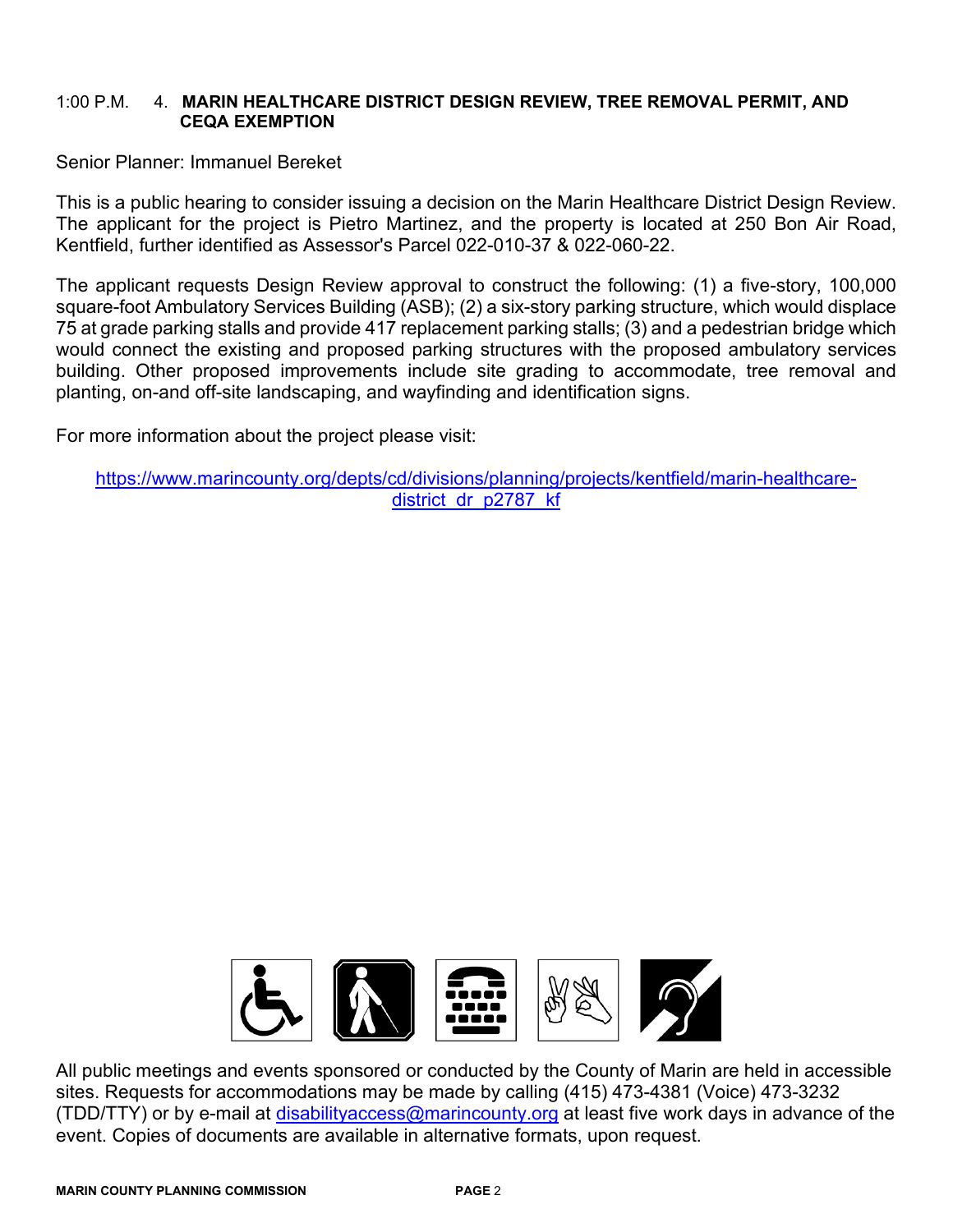1:00 P.M. 4. **MARIN HEALTHCARE DISTRICT DESIGN REVIEW, TREE REMOVAL PERMIT, AND CEQA EXEMPTION**

Senior Planner: Immanuel Bereket

This is a public hearing to consider issuing a decision on the Marin Healthcare District Design Review. The applicant for the project is Pietro Martinez, and the property is located at 250 Bon Air Road, Kentfield, further identified as Assessor's Parcel 022-010-37 & 022-060-22.

The applicant requests Design Review approval to construct the following: (1) a five-story, 100,000 square-foot Ambulatory Services Building (ASB); (2) a six-story parking structure, which would displace 75 at grade parking stalls and provide 417 replacement parking stalls; (3) and a pedestrian bridge which would connect the existing and proposed parking structures with the proposed ambulatory services building. Other proposed improvements include site grading to accommodate, tree removal and planting, on-and off-site landscaping, and wayfinding and identification signs.

For more information about the project please visit:

https://www.marincounty.org/depts/cd/divisions/planning/projects/kentfield/marin-healthcare-district_dr_p2787_kf

All public meetings and events sponsored or conducted by the County of Marin are held in accessible sites. Requests for accommodations may be made by calling (415) 473-4381 (Voice) 473-3232 (TDD/TTY) or by e-mail at disabilityaccess@marincounty.org at least five work days in advance of the event. Copies of documents are available in alternative formats, upon request.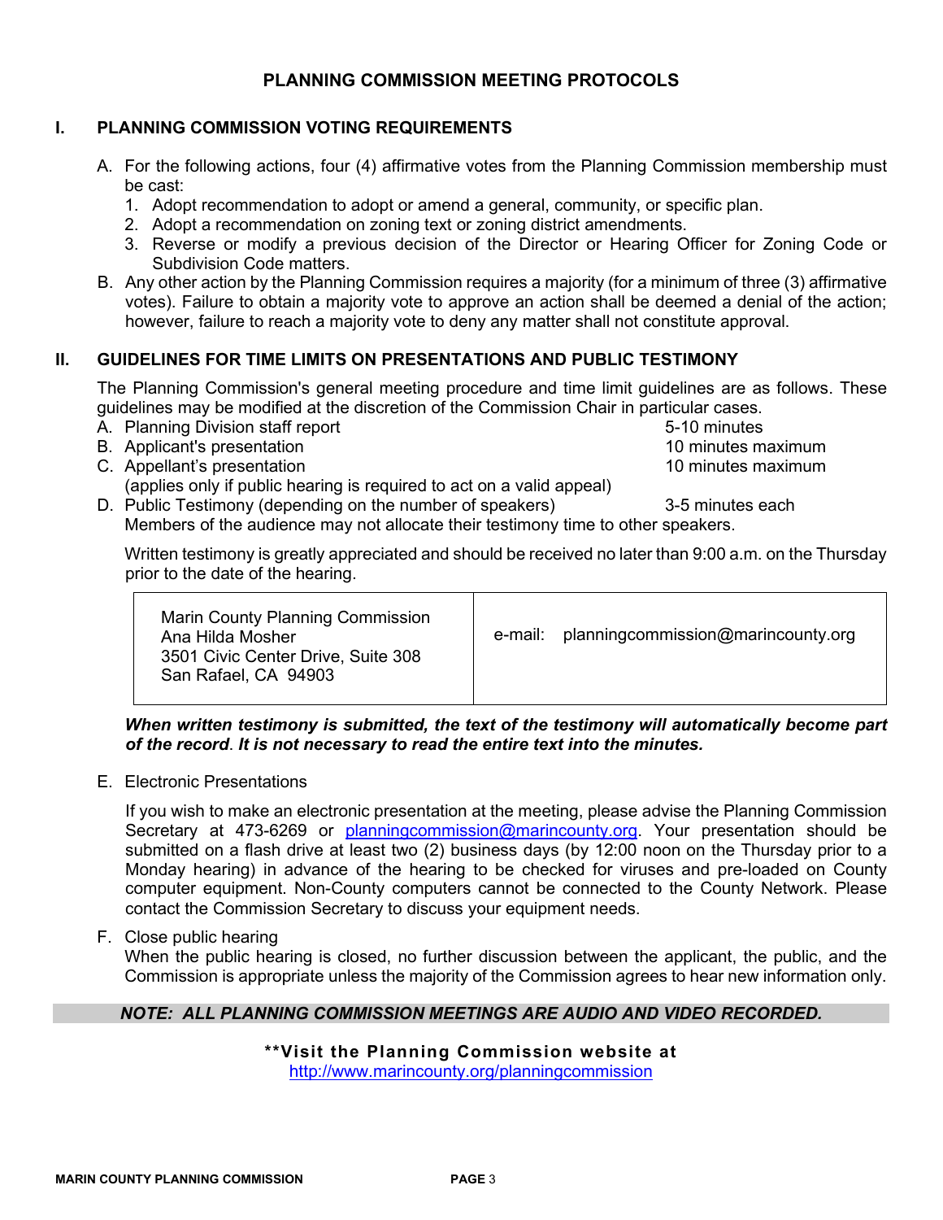# PLANNING COMMISSION MEETING PROTOCOLS

## I. PLANNING COMMISSION VOTING REQUIREMENTS

A. For the following actions, four (4) affirmative votes from the Planning Commission membership must be cast:
   1. Adopt recommendation to adopt or amend a general, community, or specific plan.
   2. Adopt a recommendation on zoning text or zoning district amendments.
   3. Reverse or modify a previous decision of the Director or Hearing Officer for Zoning Code or Subdivision Code matters.

B. Any other action by the Planning Commission requires a majority (for a minimum of three (3) affirmative votes). Failure to obtain a majority vote to approve an action shall be deemed a denial of the action; however, failure to reach a majority vote to deny any matter shall not constitute approval.

## II. GUIDELINES FOR TIME LIMITS ON PRESENTATIONS AND PUBLIC TESTIMONY

The Planning Commission's general meeting procedure and time limit guidelines are as follows. These guidelines may be modified at the discretion of the Commission Chair in particular cases.

A. Planning Division staff report — 5-10 minutes

B. Applicant's presentation — 10 minutes maximum

C. Appellant's presentation — 10 minutes maximum
   (applies only if public hearing is required to act on a valid appeal)

D. Public Testimony (depending on the number of speakers) — 3-5 minutes each
   Members of the audience may not allocate their testimony time to other speakers.

   Written testimony is greatly appreciated and should be received no later than 9:00 a.m. on the Thursday prior to the date of the hearing.

| | |
|---|---|
| Marin County Planning Commission<br>Ana Hilda Mosher<br>3501 Civic Center Drive, Suite 308<br>San Rafael, CA 94903 | e-mail: planningcommission@marincounty.org |

   ***When written testimony is submitted, the text of the testimony will automatically become part of the record. It is not necessary to read the entire text into the minutes.***

E. Electronic Presentations

   If you wish to make an electronic presentation at the meeting, please advise the Planning Commission Secretary at 473-6269 or planningcommission@marincounty.org. Your presentation should be submitted on a flash drive at least two (2) business days (by 12:00 noon on the Thursday prior to a Monday hearing) in advance of the hearing to be checked for viruses and pre-loaded on County computer equipment. Non-County computers cannot be connected to the County Network. Please contact the Commission Secretary to discuss your equipment needs.

F. Close public hearing
   When the public hearing is closed, no further discussion between the applicant, the public, and the Commission is appropriate unless the majority of the Commission agrees to hear new information only.

***NOTE: ALL PLANNING COMMISSION MEETINGS ARE AUDIO AND VIDEO RECORDED.***

**\*\*Visit the Planning Commission website at**
http://www.marincounty.org/planningcommission